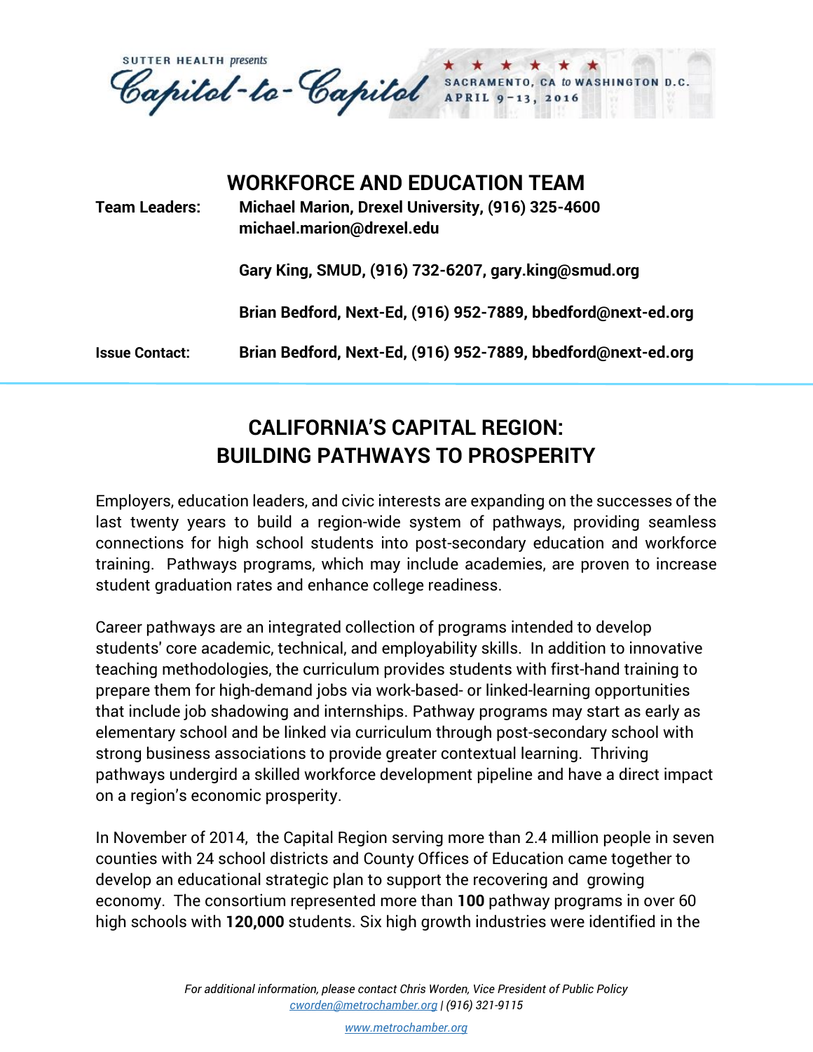SUTTER HEALTH *presents*

Capitol-to-Capitol

SACRAMENTO, CA *to* WASHINGTON D.C.
APRIL 9–13, 2016

## WORKFORCE AND EDUCATION TEAM

**Team Leaders:** **Michael Marion, Drexel University, (916) 325-4600 michael.marion@drexel.edu**

**Gary King, SMUD, (916) 732-6207, gary.king@smud.org**

**Brian Bedford, Next-Ed, (916) 952-7889, bbedford@next-ed.org**

**Issue Contact:** **Brian Bedford, Next-Ed, (916) 952-7889, bbedford@next-ed.org**

# CALIFORNIA'S CAPITAL REGION: BUILDING PATHWAYS TO PROSPERITY

Employers, education leaders, and civic interests are expanding on the successes of the last twenty years to build a region-wide system of pathways, providing seamless connections for high school students into post-secondary education and workforce training. Pathways programs, which may include academies, are proven to increase student graduation rates and enhance college readiness.

Career pathways are an integrated collection of programs intended to develop students' core academic, technical, and employability skills. In addition to innovative teaching methodologies, the curriculum provides students with first-hand training to prepare them for high-demand jobs via work-based- or linked-learning opportunities that include job shadowing and internships. Pathway programs may start as early as elementary school and be linked via curriculum through post-secondary school with strong business associations to provide greater contextual learning. Thriving pathways undergird a skilled workforce development pipeline and have a direct impact on a region's economic prosperity.

In November of 2014, the Capital Region serving more than 2.4 million people in seven counties with 24 school districts and County Offices of Education came together to develop an educational strategic plan to support the recovering and growing economy. The consortium represented more than **100** pathway programs in over 60 high schools with **120,000** students. Six high growth industries were identified in the

*For additional information, please contact Chris Worden, Vice President of Public Policy*
*cworden@metrochamber.org | (916) 321-9115*

*www.metrochamber.org*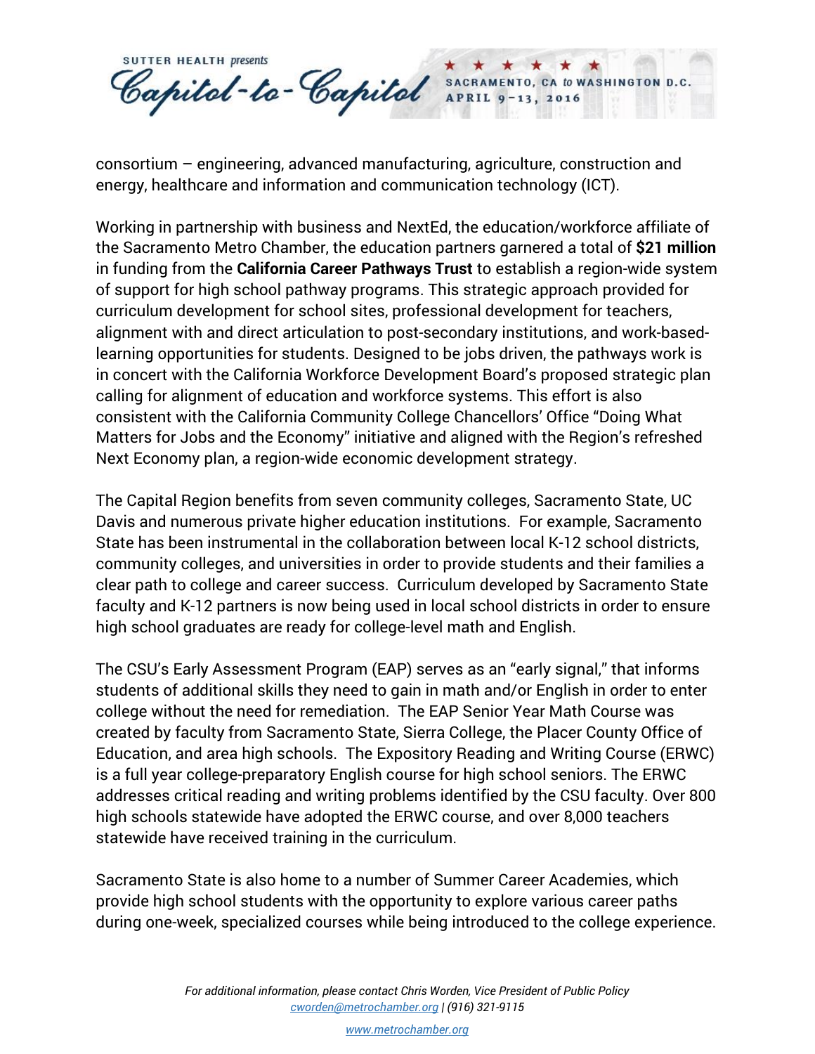consortium – engineering, advanced manufacturing, agriculture, construction and energy, healthcare and information and communication technology (ICT).

Working in partnership with business and NextEd, the education/workforce affiliate of the Sacramento Metro Chamber, the education partners garnered a total of **$21 million** in funding from the **California Career Pathways Trust** to establish a region-wide system of support for high school pathway programs. This strategic approach provided for curriculum development for school sites, professional development for teachers, alignment with and direct articulation to post-secondary institutions, and work-based-learning opportunities for students. Designed to be jobs driven, the pathways work is in concert with the California Workforce Development Board's proposed strategic plan calling for alignment of education and workforce systems. This effort is also consistent with the California Community College Chancellors' Office "Doing What Matters for Jobs and the Economy" initiative and aligned with the Region's refreshed Next Economy plan, a region-wide economic development strategy.

The Capital Region benefits from seven community colleges, Sacramento State, UC Davis and numerous private higher education institutions. For example, Sacramento State has been instrumental in the collaboration between local K-12 school districts, community colleges, and universities in order to provide students and their families a clear path to college and career success. Curriculum developed by Sacramento State faculty and K-12 partners is now being used in local school districts in order to ensure high school graduates are ready for college-level math and English.

The CSU's Early Assessment Program (EAP) serves as an "early signal," that informs students of additional skills they need to gain in math and/or English in order to enter college without the need for remediation. The EAP Senior Year Math Course was created by faculty from Sacramento State, Sierra College, the Placer County Office of Education, and area high schools. The Expository Reading and Writing Course (ERWC) is a full year college-preparatory English course for high school seniors. The ERWC addresses critical reading and writing problems identified by the CSU faculty. Over 800 high schools statewide have adopted the ERWC course, and over 8,000 teachers statewide have received training in the curriculum.

Sacramento State is also home to a number of Summer Career Academies, which provide high school students with the opportunity to explore various career paths during one-week, specialized courses while being introduced to the college experience.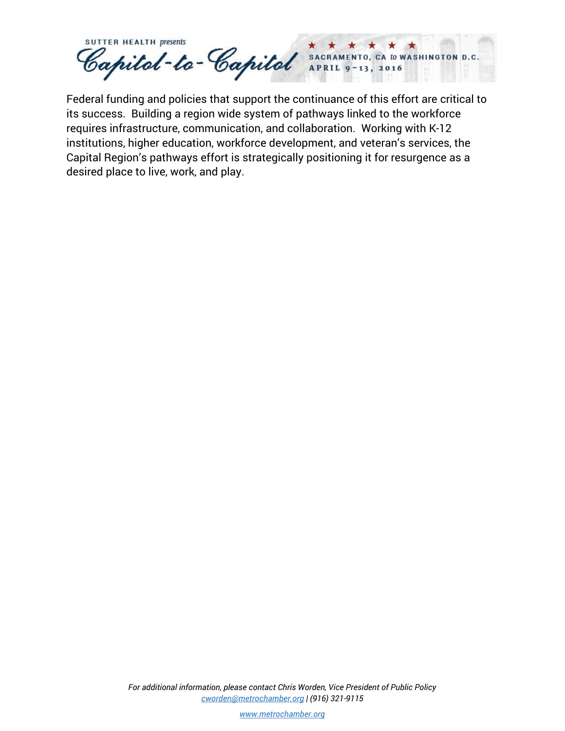Federal funding and policies that support the continuance of this effort are critical to its success.  Building a region wide system of pathways linked to the workforce requires infrastructure, communication, and collaboration.  Working with K-12 institutions, higher education, workforce development, and veteran's services, the Capital Region's pathways effort is strategically positioning it for resurgence as a desired place to live, work, and play.